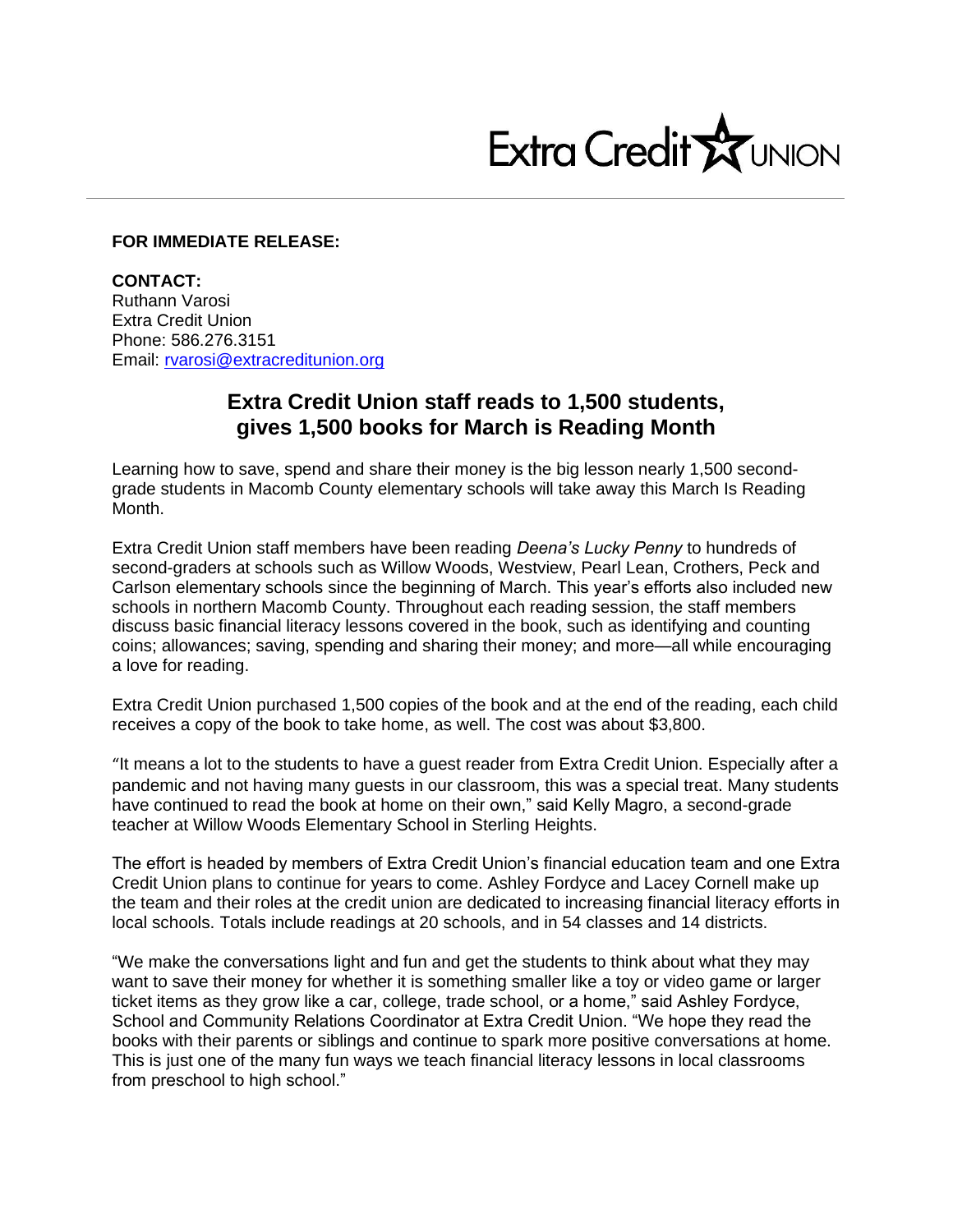Extra Credit UNION

**FOR IMMEDIATE RELEASE:**

**CONTACT:**
Ruthann Varosi
Extra Credit Union
Phone: 586.276.3151
Email: rvarosi@extracreditunion.org

## Extra Credit Union staff reads to 1,500 students, gives 1,500 books for March is Reading Month

Learning how to save, spend and share their money is the big lesson nearly 1,500 second-grade students in Macomb County elementary schools will take away this March Is Reading Month.

Extra Credit Union staff members have been reading *Deena's Lucky Penny* to hundreds of second-graders at schools such as Willow Woods, Westview, Pearl Lean, Crothers, Peck and Carlson elementary schools since the beginning of March. This year's efforts also included new schools in northern Macomb County. Throughout each reading session, the staff members discuss basic financial literacy lessons covered in the book, such as identifying and counting coins; allowances; saving, spending and sharing their money; and more—all while encouraging a love for reading.

Extra Credit Union purchased 1,500 copies of the book and at the end of the reading, each child receives a copy of the book to take home, as well. The cost was about $3,800.

"It means a lot to the students to have a guest reader from Extra Credit Union. Especially after a pandemic and not having many guests in our classroom, this was a special treat. Many students have continued to read the book at home on their own," said Kelly Magro, a second-grade teacher at Willow Woods Elementary School in Sterling Heights.

The effort is headed by members of Extra Credit Union's financial education team and one Extra Credit Union plans to continue for years to come. Ashley Fordyce and Lacey Cornell make up the team and their roles at the credit union are dedicated to increasing financial literacy efforts in local schools. Totals include readings at 20 schools, and in 54 classes and 14 districts.

"We make the conversations light and fun and get the students to think about what they may want to save their money for whether it is something smaller like a toy or video game or larger ticket items as they grow like a car, college, trade school, or a home," said Ashley Fordyce, School and Community Relations Coordinator at Extra Credit Union. "We hope they read the books with their parents or siblings and continue to spark more positive conversations at home. This is just one of the many fun ways we teach financial literacy lessons in local classrooms from preschool to high school."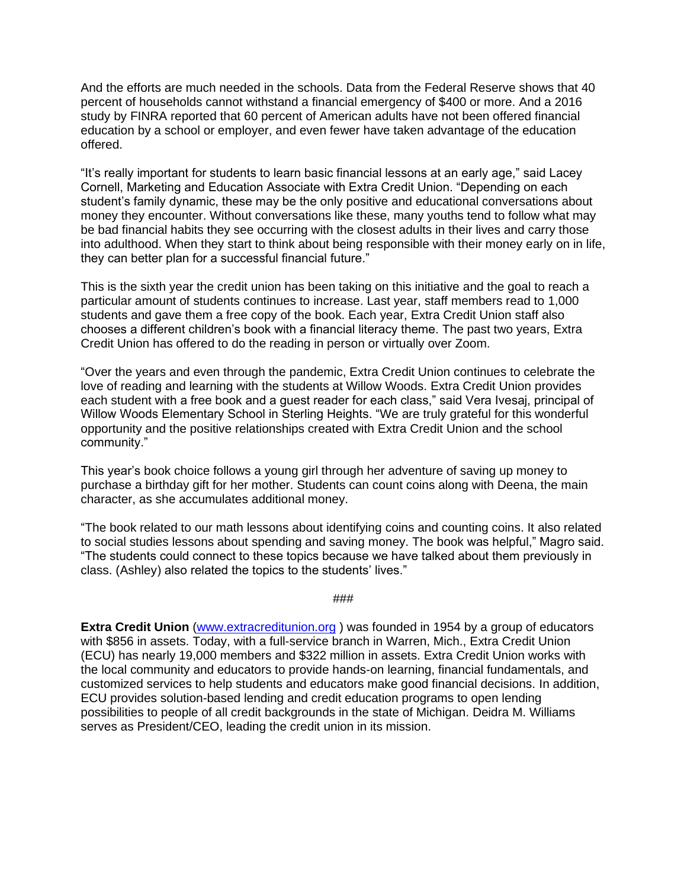And the efforts are much needed in the schools. Data from the Federal Reserve shows that 40 percent of households cannot withstand a financial emergency of $400 or more. And a 2016 study by FINRA reported that 60 percent of American adults have not been offered financial education by a school or employer, and even fewer have taken advantage of the education offered.

"It's really important for students to learn basic financial lessons at an early age," said Lacey Cornell, Marketing and Education Associate with Extra Credit Union. "Depending on each student's family dynamic, these may be the only positive and educational conversations about money they encounter. Without conversations like these, many youths tend to follow what may be bad financial habits they see occurring with the closest adults in their lives and carry those into adulthood. When they start to think about being responsible with their money early on in life, they can better plan for a successful financial future."

This is the sixth year the credit union has been taking on this initiative and the goal to reach a particular amount of students continues to increase. Last year, staff members read to 1,000 students and gave them a free copy of the book. Each year, Extra Credit Union staff also chooses a different children's book with a financial literacy theme. The past two years, Extra Credit Union has offered to do the reading in person or virtually over Zoom.

"Over the years and even through the pandemic, Extra Credit Union continues to celebrate the love of reading and learning with the students at Willow Woods. Extra Credit Union provides each student with a free book and a guest reader for each class," said Vera Ivesaj, principal of Willow Woods Elementary School in Sterling Heights. "We are truly grateful for this wonderful opportunity and the positive relationships created with Extra Credit Union and the school community."

This year's book choice follows a young girl through her adventure of saving up money to purchase a birthday gift for her mother. Students can count coins along with Deena, the main character, as she accumulates additional money.

"The book related to our math lessons about identifying coins and counting coins. It also related to social studies lessons about spending and saving money. The book was helpful," Magro said. "The students could connect to these topics because we have talked about them previously in class. (Ashley) also related the topics to the students' lives."

###

**Extra Credit Union** (www.extracreditunion.org ) was founded in 1954 by a group of educators with $856 in assets. Today, with a full-service branch in Warren, Mich., Extra Credit Union (ECU) has nearly 19,000 members and $322 million in assets. Extra Credit Union works with the local community and educators to provide hands-on learning, financial fundamentals, and customized services to help students and educators make good financial decisions. In addition, ECU provides solution-based lending and credit education programs to open lending possibilities to people of all credit backgrounds in the state of Michigan. Deidra M. Williams serves as President/CEO, leading the credit union in its mission.